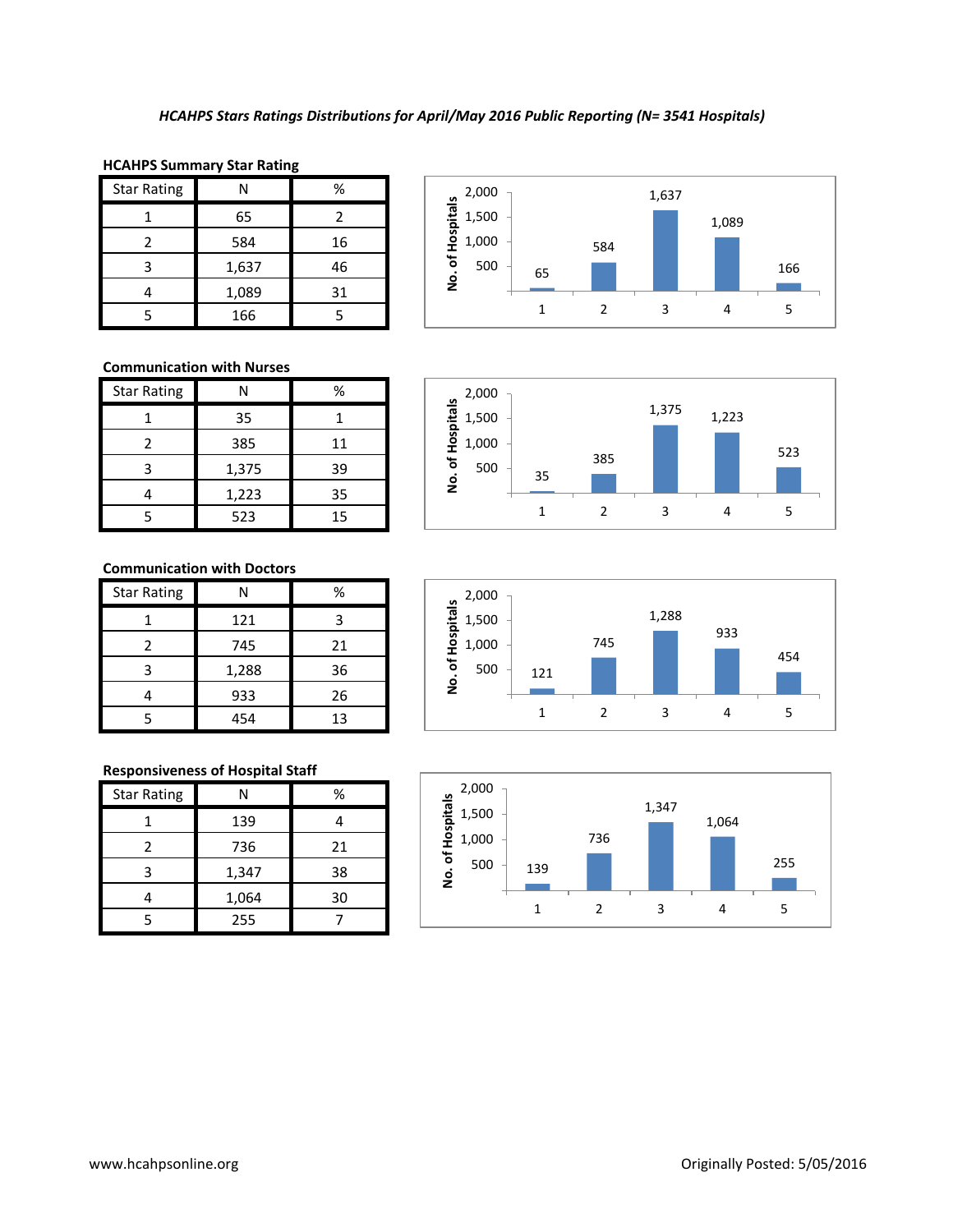*HCAHPS Stars Ratings Distributions for April/May 2016 Public Reporting (N= 3541 Hospitals)*

**HCAHPS Summary Star Rating**

| Star Rating | N | % |
|---|---|---|
| 1 | 65 | 2 |
| 2 | 584 | 16 |
| 3 | 1,637 | 46 |
| 4 | 1,089 | 31 |
| 5 | 166 | 5 |

**Communication with Nurses**

| Star Rating | N | % |
|---|---|---|
| 1 | 35 | 1 |
| 2 | 385 | 11 |
| 3 | 1,375 | 39 |
| 4 | 1,223 | 35 |
| 5 | 523 | 15 |

**Communication with Doctors**

| Star Rating | N | % |
|---|---|---|
| 1 | 121 | 3 |
| 2 | 745 | 21 |
| 3 | 1,288 | 36 |
| 4 | 933 | 26 |
| 5 | 454 | 13 |

**Responsiveness of Hospital Staff**

| Star Rating | N | % |
|---|---|---|
| 1 | 139 | 4 |
| 2 | 736 | 21 |
| 3 | 1,347 | 38 |
| 4 | 1,064 | 30 |
| 5 | 255 | 7 |

www.hcahpsonline.org

Originally Posted: 5/05/2016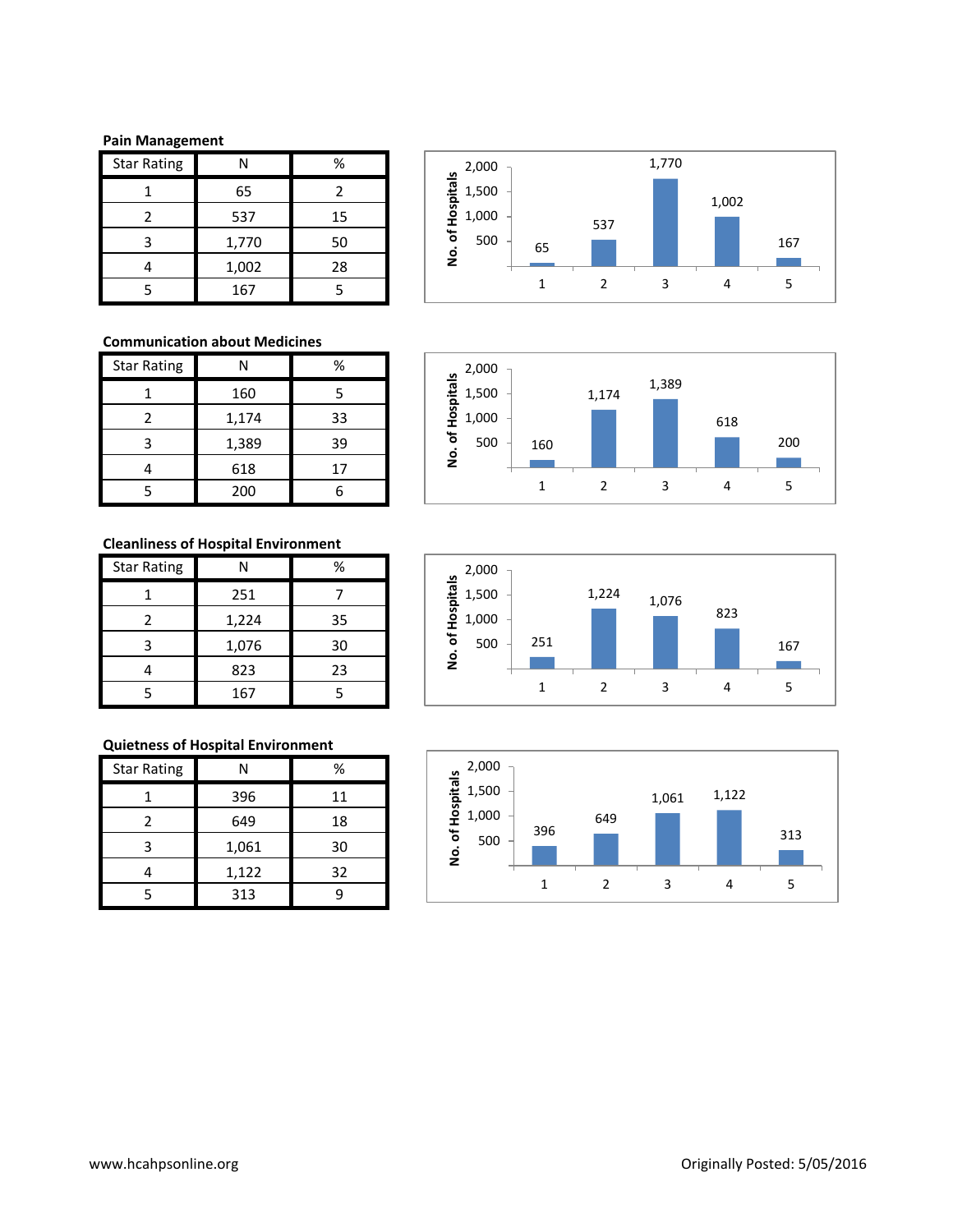**Pain Management**

| Star Rating | N | % |
|---|---|---|
| 1 | 65 | 2 |
| 2 | 537 | 15 |
| 3 | 1,770 | 50 |
| 4 | 1,002 | 28 |
| 5 | 167 | 5 |

**Communication about Medicines**

| Star Rating | N | % |
|---|---|---|
| 1 | 160 | 5 |
| 2 | 1,174 | 33 |
| 3 | 1,389 | 39 |
| 4 | 618 | 17 |
| 5 | 200 | 6 |

**Cleanliness of Hospital Environment**

| Star Rating | N | % |
|---|---|---|
| 1 | 251 | 7 |
| 2 | 1,224 | 35 |
| 3 | 1,076 | 30 |
| 4 | 823 | 23 |
| 5 | 167 | 5 |

**Quietness of Hospital Environment**

| Star Rating | N | % |
|---|---|---|
| 1 | 396 | 11 |
| 2 | 649 | 18 |
| 3 | 1,061 | 30 |
| 4 | 1,122 | 32 |
| 5 | 313 | 9 |

www.hcahpsonline.org Originally Posted: 5/05/2016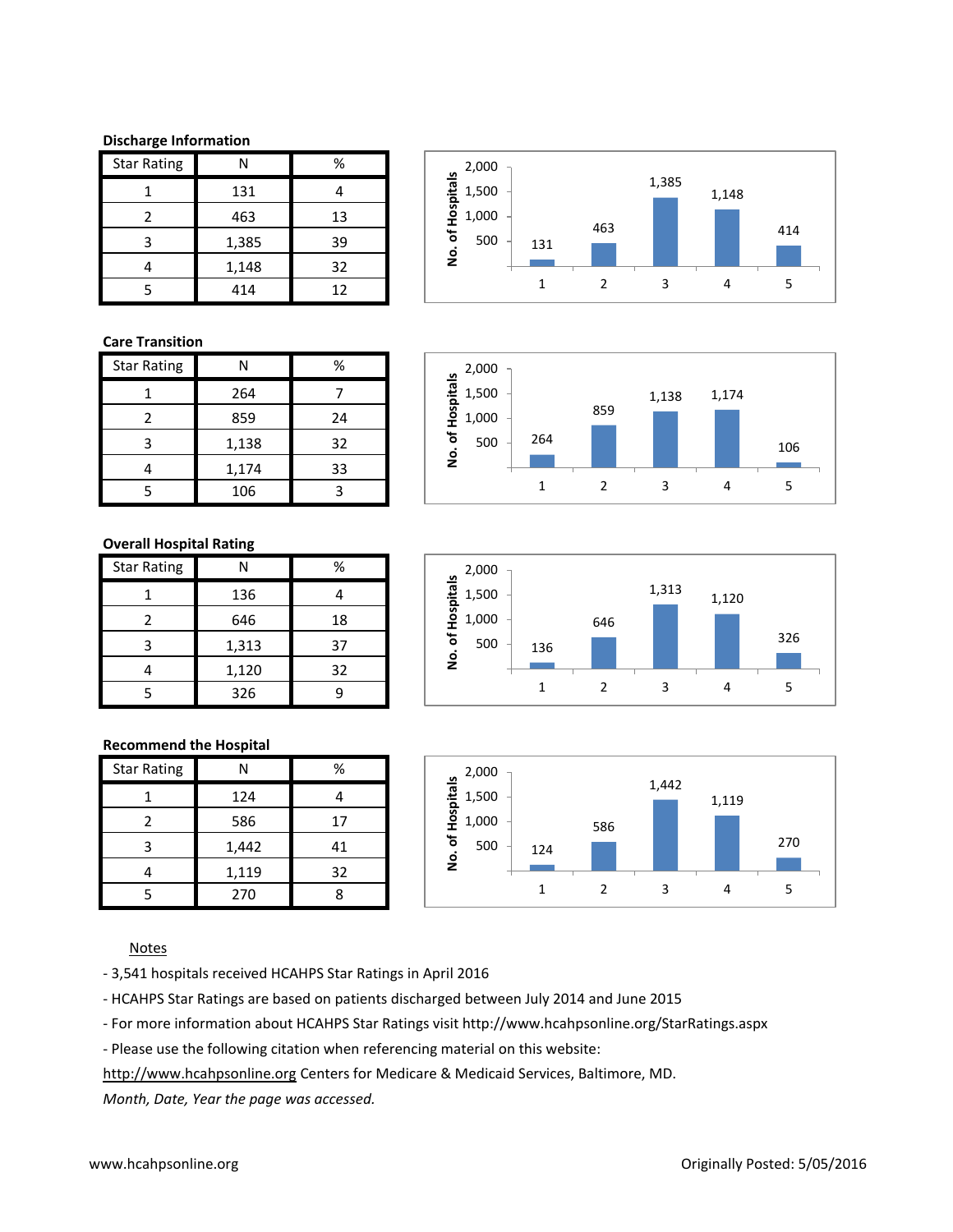**Discharge Information**

| Star Rating | N | % |
|---|---|---|
| 1 | 131 | 4 |
| 2 | 463 | 13 |
| 3 | 1,385 | 39 |
| 4 | 1,148 | 32 |
| 5 | 414 | 12 |

No. of Hospitals
2,000
1,500
1,000
500
131
463
1,385
1,148
414
1
2
3
4
5

**Care Transition**

| Star Rating | N | % |
|---|---|---|
| 1 | 264 | 7 |
| 2 | 859 | 24 |
| 3 | 1,138 | 32 |
| 4 | 1,174 | 33 |
| 5 | 106 | 3 |

No. of Hospitals
2,000
1,500
1,000
500
264
859
1,138
1,174
106
1
2
3
4
5

**Overall Hospital Rating**

| Star Rating | N | % |
|---|---|---|
| 1 | 136 | 4 |
| 2 | 646 | 18 |
| 3 | 1,313 | 37 |
| 4 | 1,120 | 32 |
| 5 | 326 | 9 |

No. of Hospitals
2,000
1,500
1,000
500
136
646
1,313
1,120
326
1
2
3
4
5

**Recommend the Hospital**

| Star Rating | N | % |
|---|---|---|
| 1 | 124 | 4 |
| 2 | 586 | 17 |
| 3 | 1,442 | 41 |
| 4 | 1,119 | 32 |
| 5 | 270 | 8 |

No. of Hospitals
2,000
1,500
1,000
500
124
586
1,442
1,119
270
1
2
3
4
5

Notes

- 3,541 hospitals received HCAHPS Star Ratings in April 2016
- HCAHPS Star Ratings are based on patients discharged between July 2014 and June 2015
- For more information about HCAHPS Star Ratings visit http://www.hcahpsonline.org/StarRatings.aspx
- Please use the following citation when referencing material on this website:

http://www.hcahpsonline.org Centers for Medicare & Medicaid Services, Baltimore, MD.

*Month, Date, Year the page was accessed.*

www.hcahpsonline.org Originally Posted: 5/05/2016